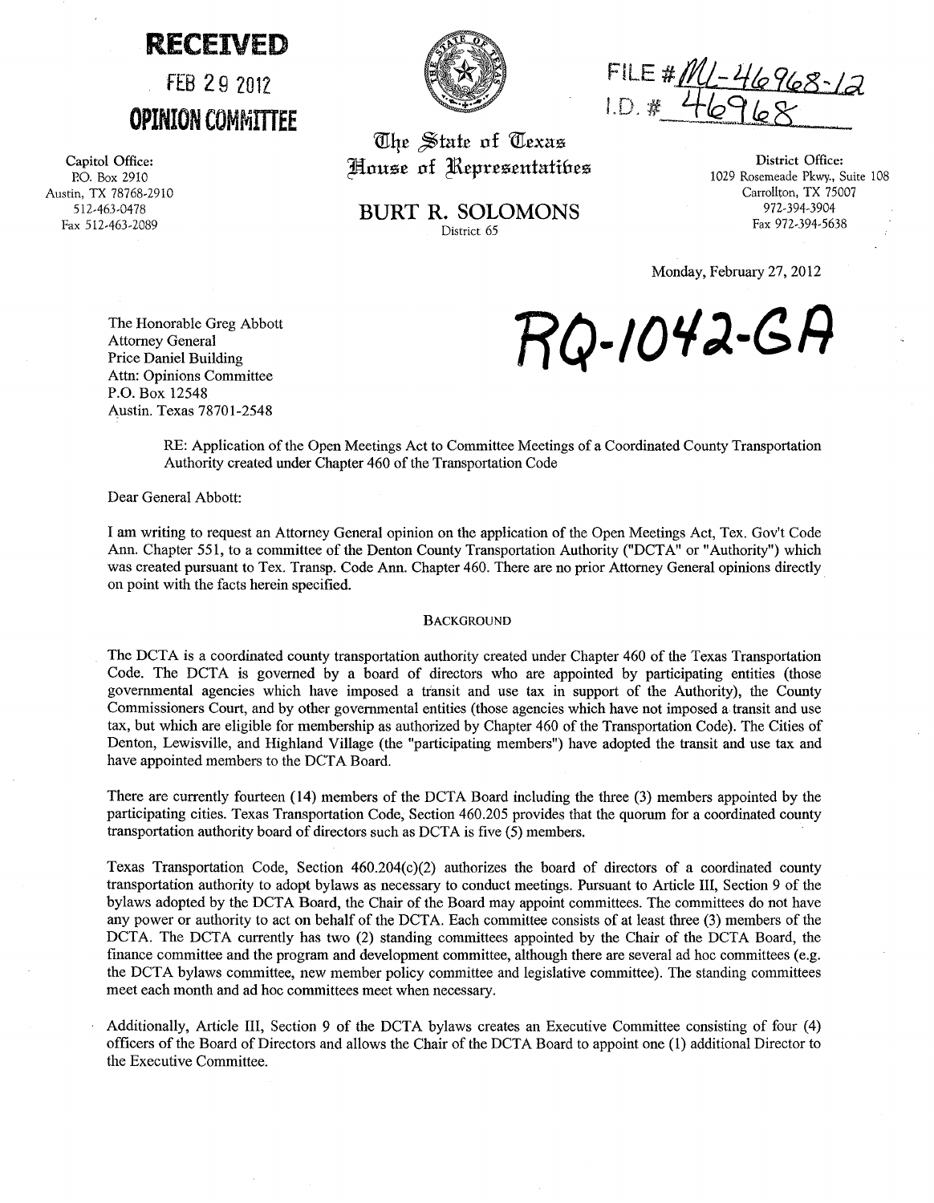**RECEIVED**

FEB 29 2012

**OPINION COMMITTEE**

FILE # ML-46968-12
I.D. # 46968

The State of Texas
House of Representatives

**BURT R. SOLOMONS**
District 65

Capitol Office:
P.O. Box 2910
Austin, TX 78768-2910
512-463-0478
Fax 512-463-2089

District Office:
1029 Rosemeade Pkwy., Suite 108
Carrollton, TX 75007
972-394-3904
Fax 972-394-5638

Monday, February 27, 2012

**RQ-1042-GA**

The Honorable Greg Abbott
Attorney General
Price Daniel Building
Attn: Opinions Committee
P.O. Box 12548
Austin. Texas 78701-2548

RE: Application of the Open Meetings Act to Committee Meetings of a Coordinated County Transportation Authority created under Chapter 460 of the Transportation Code

Dear General Abbott:

I am writing to request an Attorney General opinion on the application of the Open Meetings Act, Tex. Gov't Code Ann. Chapter 551, to a committee of the Denton County Transportation Authority ("DCTA" or "Authority") which was created pursuant to Tex. Transp. Code Ann. Chapter 460. There are no prior Attorney General opinions directly on point with the facts herein specified.

## BACKGROUND

The DCTA is a coordinated county transportation authority created under Chapter 460 of the Texas Transportation Code. The DCTA is governed by a board of directors who are appointed by participating entities (those governmental agencies which have imposed a transit and use tax in support of the Authority), the County Commissioners Court, and by other governmental entities (those agencies which have not imposed a transit and use tax, but which are eligible for membership as authorized by Chapter 460 of the Transportation Code). The Cities of Denton, Lewisville, and Highland Village (the "participating members") have adopted the transit and use tax and have appointed members to the DCTA Board.

There are currently fourteen (14) members of the DCTA Board including the three (3) members appointed by the participating cities. Texas Transportation Code, Section 460.205 provides that the quorum for a coordinated county transportation authority board of directors such as DCTA is five (5) members.

Texas Transportation Code, Section 460.204(c)(2) authorizes the board of directors of a coordinated county transportation authority to adopt bylaws as necessary to conduct meetings. Pursuant to Article III, Section 9 of the bylaws adopted by the DCTA Board, the Chair of the Board may appoint committees. The committees do not have any power or authority to act on behalf of the DCTA. Each committee consists of at least three (3) members of the DCTA. The DCTA currently has two (2) standing committees appointed by the Chair of the DCTA Board, the finance committee and the program and development committee, although there are several ad hoc committees (e.g. the DCTA bylaws committee, new member policy committee and legislative committee). The standing committees meet each month and ad hoc committees meet when necessary.

Additionally, Article III, Section 9 of the DCTA bylaws creates an Executive Committee consisting of four (4) officers of the Board of Directors and allows the Chair of the DCTA Board to appoint one (1) additional Director to the Executive Committee.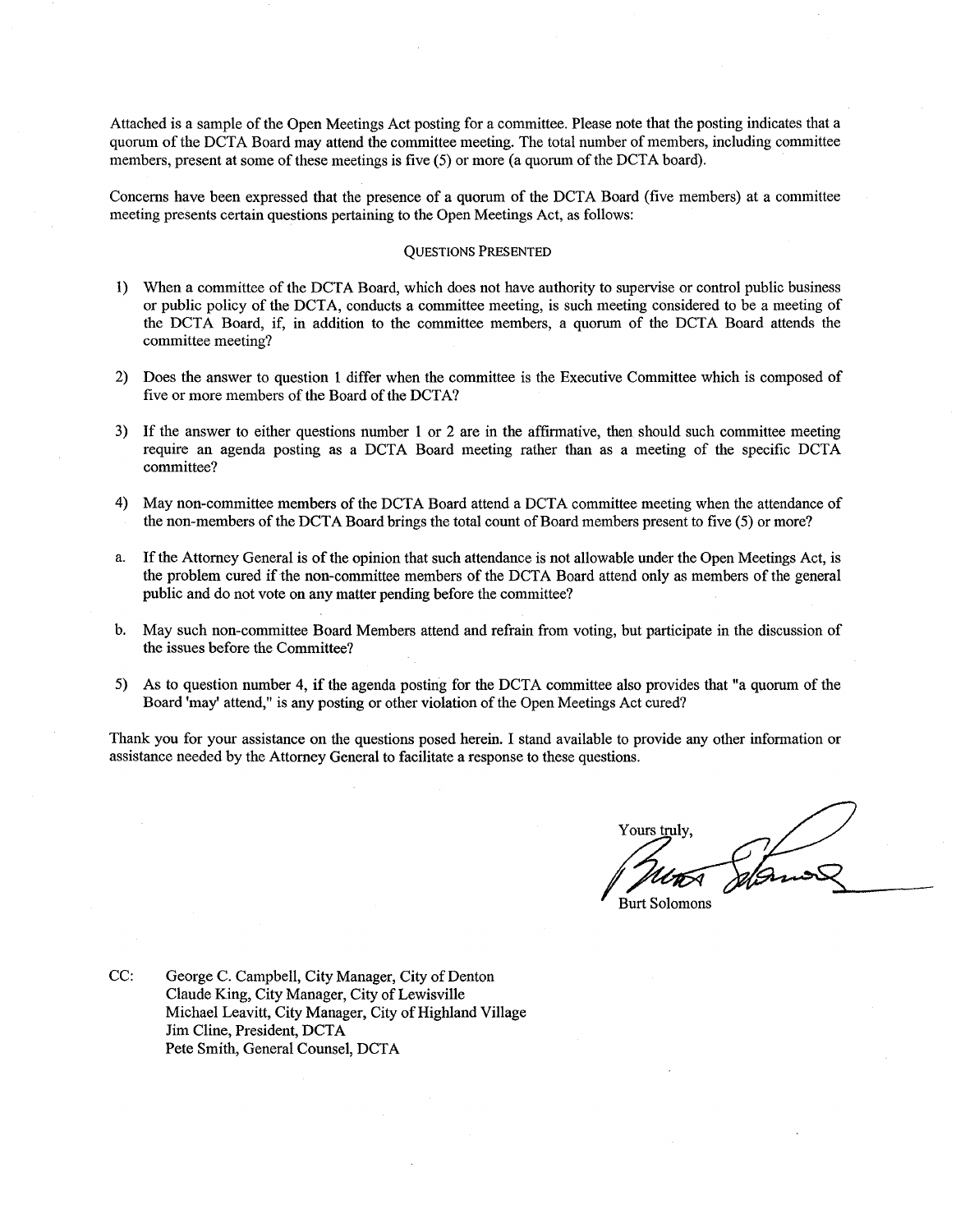Attached is a sample of the Open Meetings Act posting for a committee. Please note that the posting indicates that a quorum of the DCTA Board may attend the committee meeting. The total number of members, including committee members, present at some of these meetings is five (5) or more (a quorum of the DCTA board).

Concerns have been expressed that the presence of a quorum of the DCTA Board (five members) at a committee meeting presents certain questions pertaining to the Open Meetings Act, as follows:

### QUESTIONS PRESENTED

1) When a committee of the DCTA Board, which does not have authority to supervise or control public business or public policy of the DCTA, conducts a committee meeting, is such meeting considered to be a meeting of the DCTA Board, if, in addition to the committee members, a quorum of the DCTA Board attends the committee meeting?

2) Does the answer to question 1 differ when the committee is the Executive Committee which is composed of five or more members of the Board of the DCTA?

3) If the answer to either questions number 1 or 2 are in the affirmative, then should such committee meeting require an agenda posting as a DCTA Board meeting rather than as a meeting of the specific DCTA committee?

4) May non-committee members of the DCTA Board attend a DCTA committee meeting when the attendance of the non-members of the DCTA Board brings the total count of Board members present to five (5) or more?

a. If the Attorney General is of the opinion that such attendance is not allowable under the Open Meetings Act, is the problem cured if the non-committee members of the DCTA Board attend only as members of the general public and do not vote on any matter pending before the committee?

b. May such non-committee Board Members attend and refrain from voting, but participate in the discussion of the issues before the Committee?

5) As to question number 4, if the agenda posting for the DCTA committee also provides that "a quorum of the Board 'may' attend," is any posting or other violation of the Open Meetings Act cured?

Thank you for your assistance on the questions posed herein. I stand available to provide any other information or assistance needed by the Attorney General to facilitate a response to these questions.

Yours truly,

Burt Solomons

CC: George C. Campbell, City Manager, City of Denton
Claude King, City Manager, City of Lewisville
Michael Leavitt, City Manager, City of Highland Village
Jim Cline, President, DCTA
Pete Smith, General Counsel, DCTA